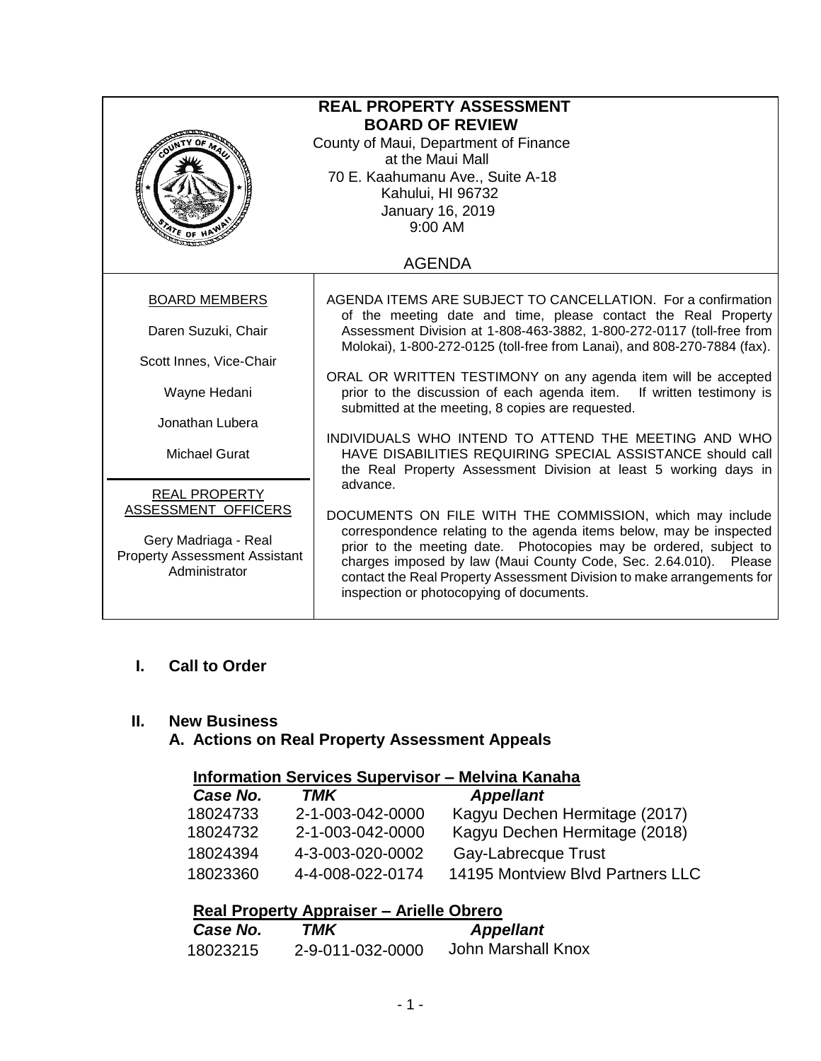# REAL PROPERTY ASSESSMENT
# BOARD OF REVIEW

County of Maui, Department of Finance
at the Maui Mall
70 E. Kaahumanu Ave., Suite A-18
Kahului, HI 96732
January 16, 2019
9:00 AM

## AGENDA

<u>BOARD MEMBERS</u>

Daren Suzuki, Chair

Scott Innes, Vice-Chair

Wayne Hedani

Jonathan Lubera

Michael Gurat

<u>REAL PROPERTY ASSESSMENT OFFICERS</u>

Gery Madriaga - Real Property Assessment Assistant Administrator

AGENDA ITEMS ARE SUBJECT TO CANCELLATION. For a confirmation of the meeting date and time, please contact the Real Property Assessment Division at 1-808-463-3882, 1-800-272-0117 (toll-free from Molokai), 1-800-272-0125 (toll-free from Lanai), and 808-270-7884 (fax).

ORAL OR WRITTEN TESTIMONY on any agenda item will be accepted prior to the discussion of each agenda item. If written testimony is submitted at the meeting, 8 copies are requested.

INDIVIDUALS WHO INTEND TO ATTEND THE MEETING AND WHO HAVE DISABILITIES REQUIRING SPECIAL ASSISTANCE should call the Real Property Assessment Division at least 5 working days in advance.

DOCUMENTS ON FILE WITH THE COMMISSION, which may include correspondence relating to the agenda items below, may be inspected prior to the meeting date. Photocopies may be ordered, subject to charges imposed by law (Maui County Code, Sec. 2.64.010). Please contact the Real Property Assessment Division to make arrangements for inspection or photocopying of documents.

## I. Call to Order

## II. New Business

### A. Actions on Real Property Assessment Appeals

**<u>Information Services Supervisor – Melvina Kanaha</u>**

| *Case No.* | *TMK* | *Appellant* |
|---|---|---|
| 18024733 | 2-1-003-042-0000 | Kagyu Dechen Hermitage (2017) |
| 18024732 | 2-1-003-042-0000 | Kagyu Dechen Hermitage (2018) |
| 18024394 | 4-3-003-020-0002 | Gay-Labrecque Trust |
| 18023360 | 4-4-008-022-0174 | 14195 Montview Blvd Partners LLC |

**<u>Real Property Appraiser – Arielle Obrero</u>**

| *Case No.* | *TMK* | *Appellant* |
|---|---|---|
| 18023215 | 2-9-011-032-0000 | John Marshall Knox |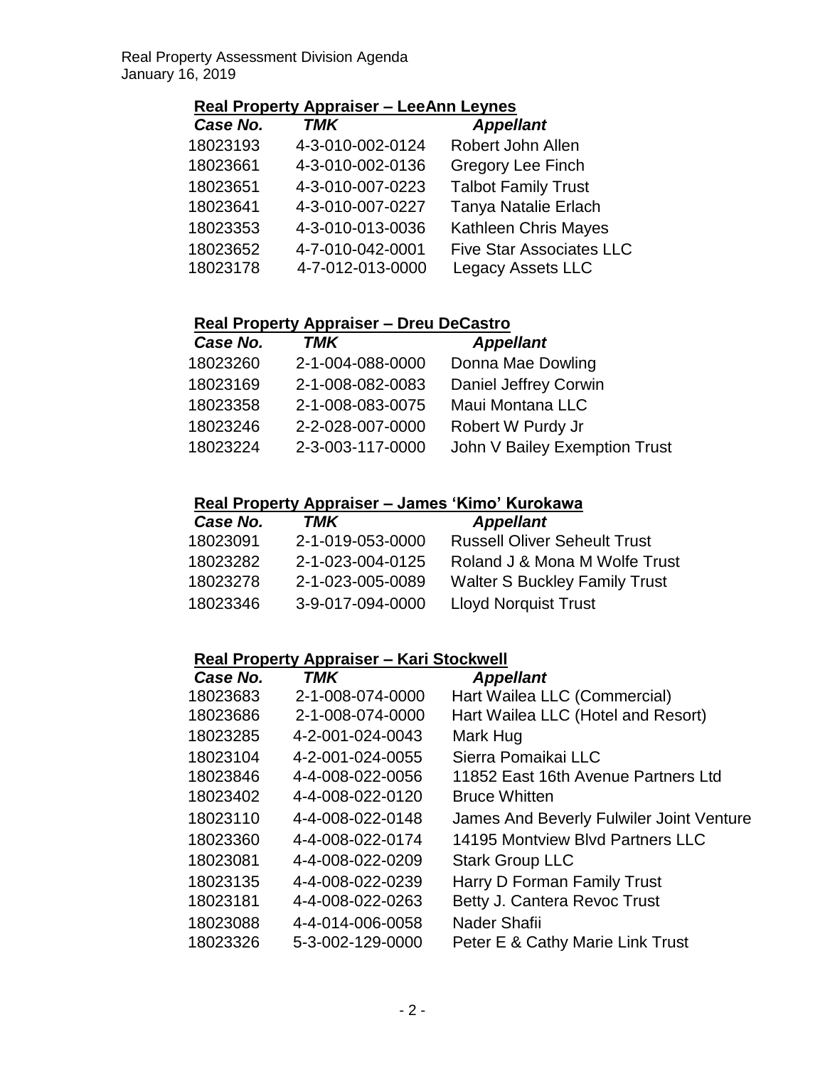## Real Property Appraiser – LeeAnn Leynes

| *Case No.* | *TMK* | *Appellant* |
| --- | --- | --- |
| 18023193 | 4-3-010-002-0124 | Robert John Allen |
| 18023661 | 4-3-010-002-0136 | Gregory Lee Finch |
| 18023651 | 4-3-010-007-0223 | Talbot Family Trust |
| 18023641 | 4-3-010-007-0227 | Tanya Natalie Erlach |
| 18023353 | 4-3-010-013-0036 | Kathleen Chris Mayes |
| 18023652 | 4-7-010-042-0001 | Five Star Associates LLC |
| 18023178 | 4-7-012-013-0000 | Legacy Assets LLC |

## Real Property Appraiser – Dreu DeCastro

| *Case No.* | *TMK* | *Appellant* |
| --- | --- | --- |
| 18023260 | 2-1-004-088-0000 | Donna Mae Dowling |
| 18023169 | 2-1-008-082-0083 | Daniel Jeffrey Corwin |
| 18023358 | 2-1-008-083-0075 | Maui Montana LLC |
| 18023246 | 2-2-028-007-0000 | Robert W Purdy Jr |
| 18023224 | 2-3-003-117-0000 | John V Bailey Exemption Trust |

## Real Property Appraiser – James 'Kimo' Kurokawa

| *Case No.* | *TMK* | *Appellant* |
| --- | --- | --- |
| 18023091 | 2-1-019-053-0000 | Russell Oliver Seheult Trust |
| 18023282 | 2-1-023-004-0125 | Roland J & Mona M Wolfe Trust |
| 18023278 | 2-1-023-005-0089 | Walter S Buckley Family Trust |
| 18023346 | 3-9-017-094-0000 | Lloyd Norquist Trust |

## Real Property Appraiser – Kari Stockwell

| *Case No.* | *TMK* | *Appellant* |
| --- | --- | --- |
| 18023683 | 2-1-008-074-0000 | Hart Wailea LLC (Commercial) |
| 18023686 | 2-1-008-074-0000 | Hart Wailea LLC (Hotel and Resort) |
| 18023285 | 4-2-001-024-0043 | Mark Hug |
| 18023104 | 4-2-001-024-0055 | Sierra Pomaikai LLC |
| 18023846 | 4-4-008-022-0056 | 11852 East 16th Avenue Partners Ltd |
| 18023402 | 4-4-008-022-0120 | Bruce Whitten |
| 18023110 | 4-4-008-022-0148 | James And Beverly Fulwiler Joint Venture |
| 18023360 | 4-4-008-022-0174 | 14195 Montview Blvd Partners LLC |
| 18023081 | 4-4-008-022-0209 | Stark Group LLC |
| 18023135 | 4-4-008-022-0239 | Harry D Forman Family Trust |
| 18023181 | 4-4-008-022-0263 | Betty J. Cantera Revoc Trust |
| 18023088 | 4-4-014-006-0058 | Nader Shafii |
| 18023326 | 5-3-002-129-0000 | Peter E & Cathy Marie Link Trust |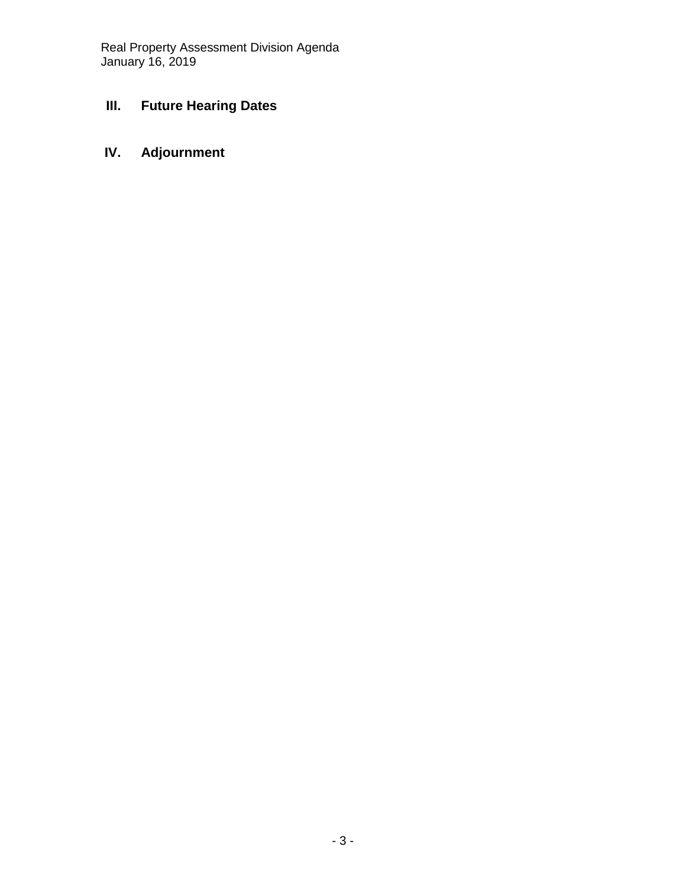## III. Future Hearing Dates

## IV. Adjournment